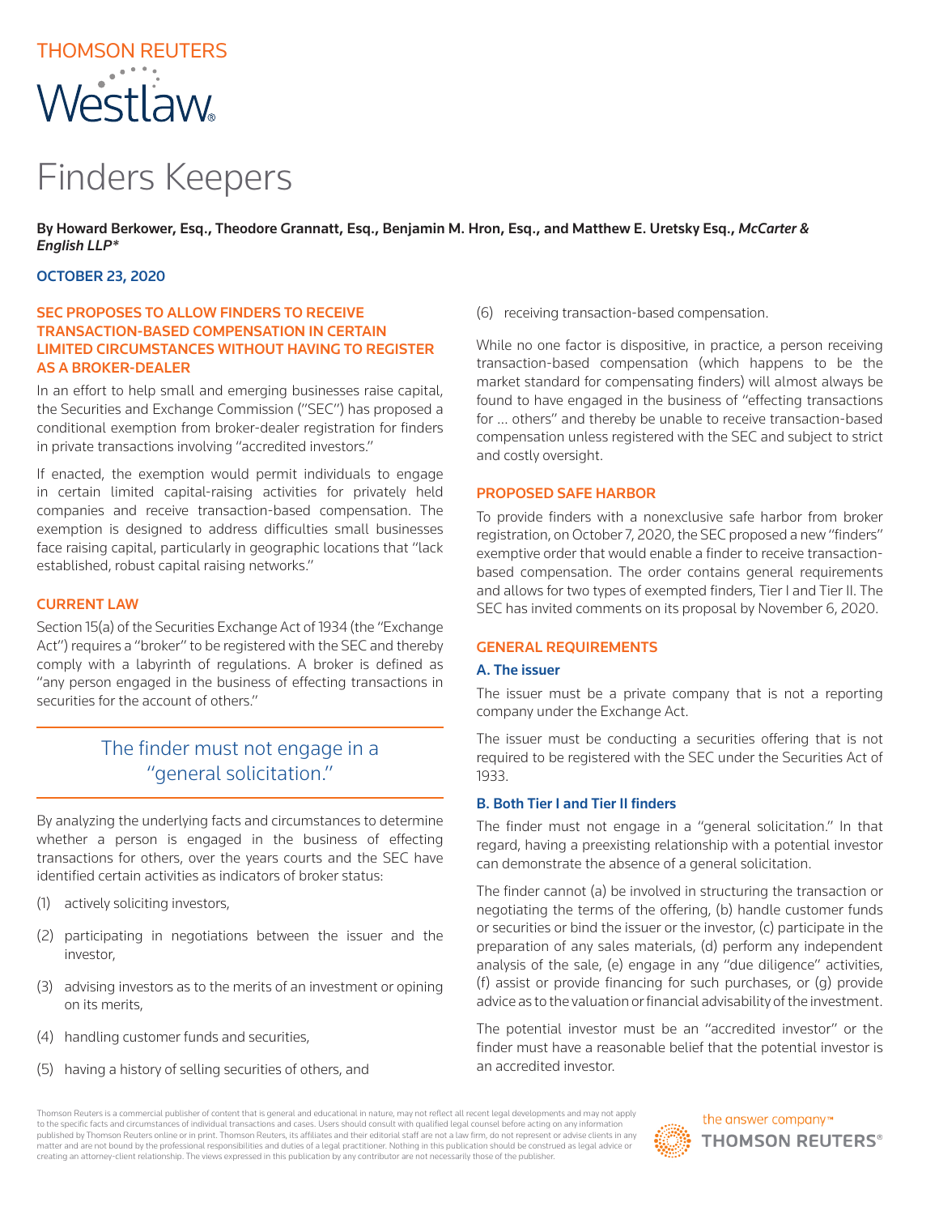# Finders Keepers

**By Howard Berkower, Esq., Theodore Grannatt, Esq., Benjamin M. Hron, Esq., and Matthew E. Uretsky Esq.,** ***McCarter & English LLP****

**OCTOBER 23, 2020**

## SEC PROPOSES TO ALLOW FINDERS TO RECEIVE TRANSACTION-BASED COMPENSATION IN CERTAIN LIMITED CIRCUMSTANCES WITHOUT HAVING TO REGISTER AS A BROKER-DEALER

In an effort to help small and emerging businesses raise capital, the Securities and Exchange Commission ("SEC") has proposed a conditional exemption from broker-dealer registration for finders in private transactions involving "accredited investors."

If enacted, the exemption would permit individuals to engage in certain limited capital-raising activities for privately held companies and receive transaction-based compensation. The exemption is designed to address difficulties small businesses face raising capital, particularly in geographic locations that "lack established, robust capital raising networks."

## CURRENT LAW

Section 15(a) of the Securities Exchange Act of 1934 (the "Exchange Act") requires a "broker" to be registered with the SEC and thereby comply with a labyrinth of regulations. A broker is defined as "any person engaged in the business of effecting transactions in securities for the account of others."

> The finder must not engage in a "general solicitation."

By analyzing the underlying facts and circumstances to determine whether a person is engaged in the business of effecting transactions for others, over the years courts and the SEC have identified certain activities as indicators of broker status:

(1) actively soliciting investors,

(2) participating in negotiations between the issuer and the investor,

(3) advising investors as to the merits of an investment or opining on its merits,

(4) handling customer funds and securities,

(5) having a history of selling securities of others, and

(6) receiving transaction-based compensation.

While no one factor is dispositive, in practice, a person receiving transaction-based compensation (which happens to be the market standard for compensating finders) will almost always be found to have engaged in the business of "effecting transactions for ... others" and thereby be unable to receive transaction-based compensation unless registered with the SEC and subject to strict and costly oversight.

## PROPOSED SAFE HARBOR

To provide finders with a nonexclusive safe harbor from broker registration, on October 7, 2020, the SEC proposed a new "finders" exemptive order that would enable a finder to receive transaction-based compensation. The order contains general requirements and allows for two types of exempted finders, Tier I and Tier II. The SEC has invited comments on its proposal by November 6, 2020.

## GENERAL REQUIREMENTS

### A. The issuer

The issuer must be a private company that is not a reporting company under the Exchange Act.

The issuer must be conducting a securities offering that is not required to be registered with the SEC under the Securities Act of 1933.

### B. Both Tier I and Tier II finders

The finder must not engage in a "general solicitation." In that regard, having a preexisting relationship with a potential investor can demonstrate the absence of a general solicitation.

The finder cannot (a) be involved in structuring the transaction or negotiating the terms of the offering, (b) handle customer funds or securities or bind the issuer or the investor, (c) participate in the preparation of any sales materials, (d) perform any independent analysis of the sale, (e) engage in any "due diligence" activities, (f) assist or provide financing for such purchases, or (g) provide advice as to the valuation or financial advisability of the investment.

The potential investor must be an "accredited investor" or the finder must have a reasonable belief that the potential investor is an accredited investor.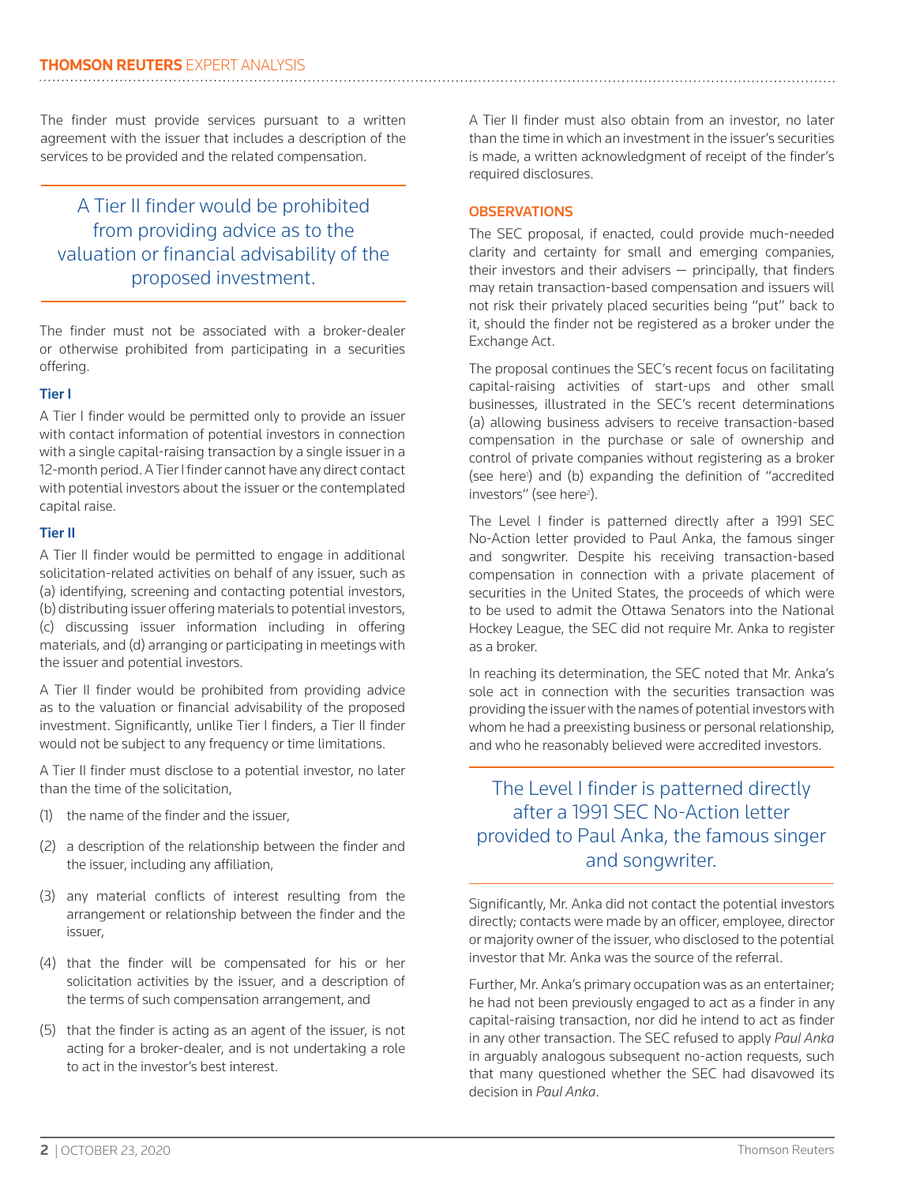The finder must provide services pursuant to a written agreement with the issuer that includes a description of the services to be provided and the related compensation.

> A Tier II finder would be prohibited from providing advice as to the valuation or financial advisability of the proposed investment.

The finder must not be associated with a broker-dealer or otherwise prohibited from participating in a securities offering.

### Tier I

A Tier I finder would be permitted only to provide an issuer with contact information of potential investors in connection with a single capital-raising transaction by a single issuer in a 12-month period. A Tier I finder cannot have any direct contact with potential investors about the issuer or the contemplated capital raise.

### Tier II

A Tier II finder would be permitted to engage in additional solicitation-related activities on behalf of any issuer, such as (a) identifying, screening and contacting potential investors, (b) distributing issuer offering materials to potential investors, (c) discussing issuer information including in offering materials, and (d) arranging or participating in meetings with the issuer and potential investors.

A Tier II finder would be prohibited from providing advice as to the valuation or financial advisability of the proposed investment. Significantly, unlike Tier I finders, a Tier II finder would not be subject to any frequency or time limitations.

A Tier II finder must disclose to a potential investor, no later than the time of the solicitation,

(1) the name of the finder and the issuer,

(2) a description of the relationship between the finder and the issuer, including any affiliation,

(3) any material conflicts of interest resulting from the arrangement or relationship between the finder and the issuer,

(4) that the finder will be compensated for his or her solicitation activities by the issuer, and a description of the terms of such compensation arrangement, and

(5) that the finder is acting as an agent of the issuer, is not acting for a broker-dealer, and is not undertaking a role to act in the investor's best interest.

A Tier II finder must also obtain from an investor, no later than the time in which an investment in the issuer's securities is made, a written acknowledgment of receipt of the finder's required disclosures.

## OBSERVATIONS

The SEC proposal, if enacted, could provide much-needed clarity and certainty for small and emerging companies, their investors and their advisers — principally, that finders may retain transaction-based compensation and issuers will not risk their privately placed securities being "put" back to it, should the finder not be registered as a broker under the Exchange Act.

The proposal continues the SEC's recent focus on facilitating capital-raising activities of start-ups and other small businesses, illustrated in the SEC's recent determinations (a) allowing business advisers to receive transaction-based compensation in the purchase or sale of ownership and control of private companies without registering as a broker (see here[1]) and (b) expanding the definition of "accredited investors" (see here[2]).

The Level I finder is patterned directly after a 1991 SEC No-Action letter provided to Paul Anka, the famous singer and songwriter. Despite his receiving transaction-based compensation in connection with a private placement of securities in the United States, the proceeds of which were to be used to admit the Ottawa Senators into the National Hockey League, the SEC did not require Mr. Anka to register as a broker.

In reaching its determination, the SEC noted that Mr. Anka's sole act in connection with the securities transaction was providing the issuer with the names of potential investors with whom he had a preexisting business or personal relationship, and who he reasonably believed were accredited investors.

> The Level I finder is patterned directly after a 1991 SEC No-Action letter provided to Paul Anka, the famous singer and songwriter.

Significantly, Mr. Anka did not contact the potential investors directly; contacts were made by an officer, employee, director or majority owner of the issuer, who disclosed to the potential investor that Mr. Anka was the source of the referral.

Further, Mr. Anka's primary occupation was as an entertainer; he had not been previously engaged to act as a finder in any capital-raising transaction, nor did he intend to act as finder in any other transaction. The SEC refused to apply *Paul Anka* in arguably analogous subsequent no-action requests, such that many questioned whether the SEC had disavowed its decision in *Paul Anka*.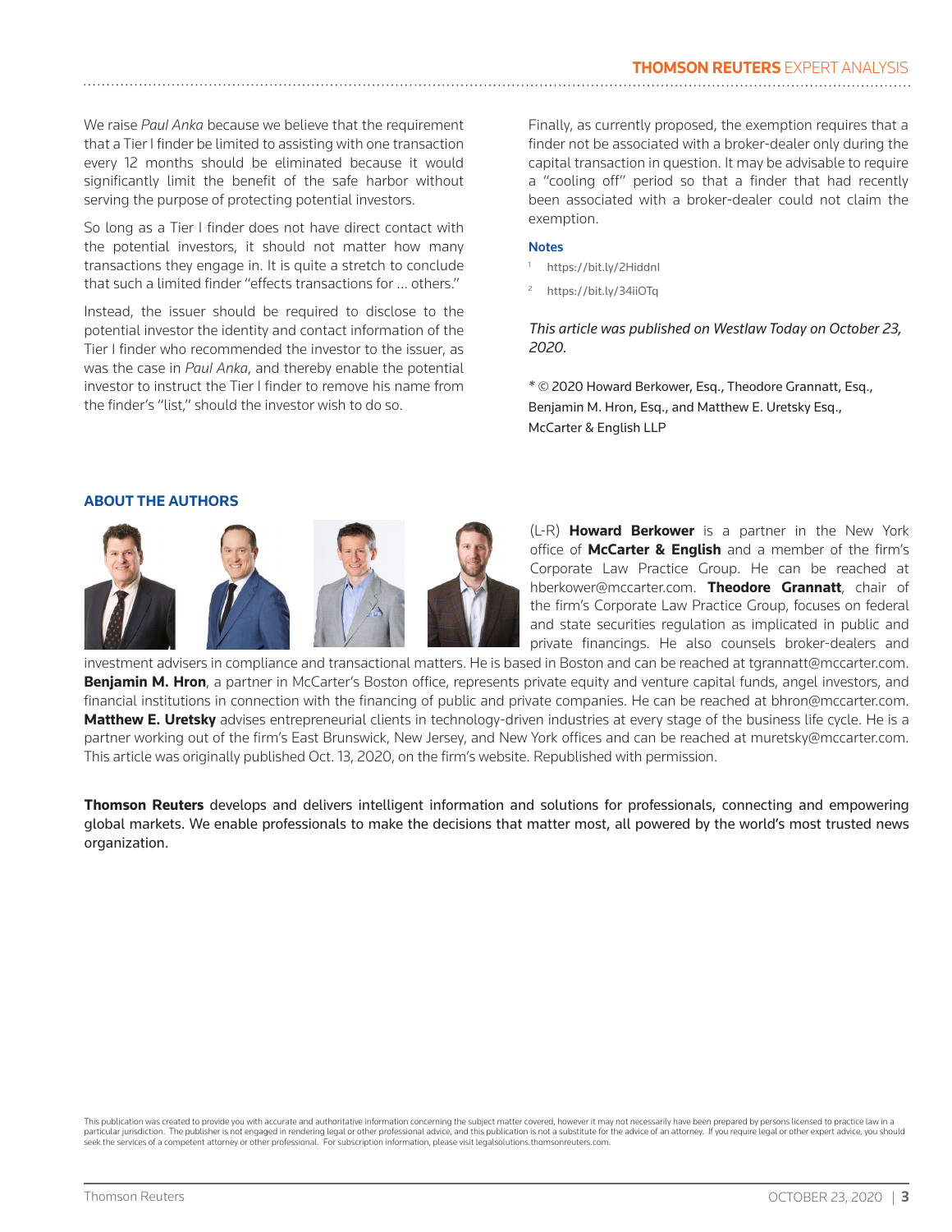We raise *Paul Anka* because we believe that the requirement that a Tier I finder be limited to assisting with one transaction every 12 months should be eliminated because it would significantly limit the benefit of the safe harbor without serving the purpose of protecting potential investors.

So long as a Tier I finder does not have direct contact with the potential investors, it should not matter how many transactions they engage in. It is quite a stretch to conclude that such a limited finder "effects transactions for ... others."

Instead, the issuer should be required to disclose to the potential investor the identity and contact information of the Tier I finder who recommended the investor to the issuer, as was the case in *Paul Anka*, and thereby enable the potential investor to instruct the Tier I finder to remove his name from the finder's "list," should the investor wish to do so.

Finally, as currently proposed, the exemption requires that a finder not be associated with a broker-dealer only during the capital transaction in question. It may be advisable to require a "cooling off" period so that a finder that had recently been associated with a broker-dealer could not claim the exemption.

### Notes

[1] https://bit.ly/2Hiddnl

[2] https://bit.ly/34iiOTq

*This article was published on Westlaw Today on October 23, 2020.*

* © 2020 Howard Berkower, Esq., Theodore Grannatt, Esq., Benjamin M. Hron, Esq., and Matthew E. Uretsky Esq., McCarter & English LLP

## ABOUT THE AUTHORS

(L-R) **Howard Berkower** is a partner in the New York office of **McCarter & English** and a member of the firm's Corporate Law Practice Group. He can be reached at hberkower@mccarter.com. **Theodore Grannatt**, chair of the firm's Corporate Law Practice Group, focuses on federal and state securities regulation as implicated in public and private financings. He also counsels broker-dealers and investment advisers in compliance and transactional matters. He is based in Boston and can be reached at tgrannatt@mccarter.com. **Benjamin M. Hron**, a partner in McCarter's Boston office, represents private equity and venture capital funds, angel investors, and financial institutions in connection with the financing of public and private companies. He can be reached at bhron@mccarter.com. **Matthew E. Uretsky** advises entrepreneurial clients in technology-driven industries at every stage of the business life cycle. He is a partner working out of the firm's East Brunswick, New Jersey, and New York offices and can be reached at muretsky@mccarter.com. This article was originally published Oct. 13, 2020, on the firm's website. Republished with permission.

**Thomson Reuters** develops and delivers intelligent information and solutions for professionals, connecting and empowering global markets. We enable professionals to make the decisions that matter most, all powered by the world's most trusted news organization.

This publication was created to provide you with accurate and authoritative information concerning the subject matter covered, however it may not necessarily have been prepared by persons licensed to practice law in a particular jurisdiction. The publisher is not engaged in rendering legal or other professional advice, and this publication is not a substitute for the advice of an attorney. If you require legal or other expert advice, you should seek the services of a competent attorney or other professional. For subscription information, please visit legalsolutions.thomsonreuters.com.